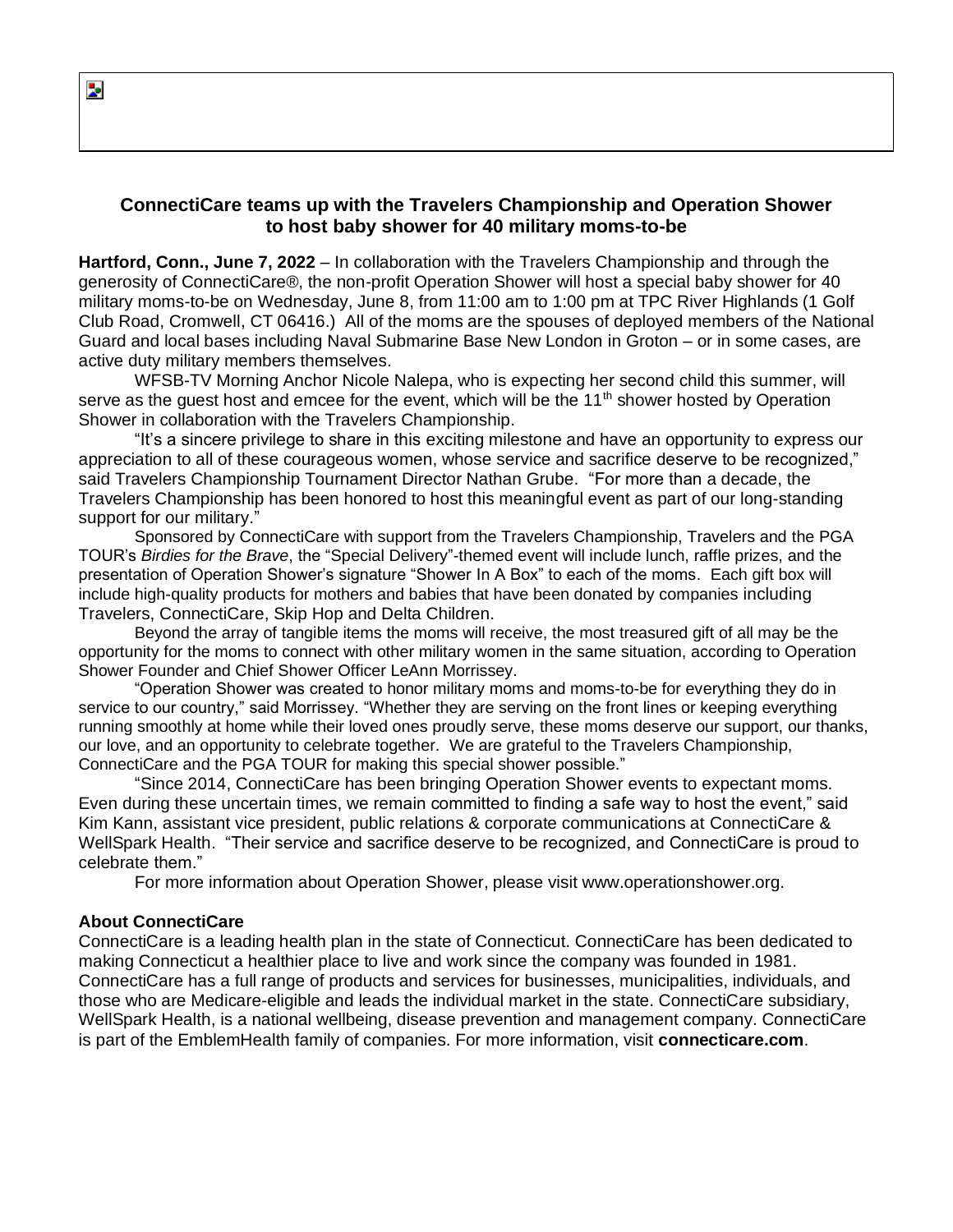**ConnectiCare teams up with the Travelers Championship and Operation Shower to host baby shower for 40 military moms-to-be**

**Hartford, Conn., June 7, 2022** – In collaboration with the Travelers Championship and through the generosity of ConnectiCare®, the non-profit Operation Shower will host a special baby shower for 40 military moms-to-be on Wednesday, June 8, from 11:00 am to 1:00 pm at TPC River Highlands (1 Golf Club Road, Cromwell, CT 06416.) All of the moms are the spouses of deployed members of the National Guard and local bases including Naval Submarine Base New London in Groton – or in some cases, are active duty military members themselves.

WFSB-TV Morning Anchor Nicole Nalepa, who is expecting her second child this summer, will serve as the guest host and emcee for the event, which will be the 11th shower hosted by Operation Shower in collaboration with the Travelers Championship.

"It's a sincere privilege to share in this exciting milestone and have an opportunity to express our appreciation to all of these courageous women, whose service and sacrifice deserve to be recognized," said Travelers Championship Tournament Director Nathan Grube. "For more than a decade, the Travelers Championship has been honored to host this meaningful event as part of our long-standing support for our military."

Sponsored by ConnectiCare with support from the Travelers Championship, Travelers and the PGA TOUR's *Birdies for the Brave*, the "Special Delivery"-themed event will include lunch, raffle prizes, and the presentation of Operation Shower's signature "Shower In A Box" to each of the moms. Each gift box will include high-quality products for mothers and babies that have been donated by companies including Travelers, ConnectiCare, Skip Hop and Delta Children.

Beyond the array of tangible items the moms will receive, the most treasured gift of all may be the opportunity for the moms to connect with other military women in the same situation, according to Operation Shower Founder and Chief Shower Officer LeAnn Morrissey.

"Operation Shower was created to honor military moms and moms-to-be for everything they do in service to our country," said Morrissey. "Whether they are serving on the front lines or keeping everything running smoothly at home while their loved ones proudly serve, these moms deserve our support, our thanks, our love, and an opportunity to celebrate together. We are grateful to the Travelers Championship, ConnectiCare and the PGA TOUR for making this special shower possible."

"Since 2014, ConnectiCare has been bringing Operation Shower events to expectant moms. Even during these uncertain times, we remain committed to finding a safe way to host the event," said Kim Kann, assistant vice president, public relations & corporate communications at ConnectiCare & WellSpark Health. "Their service and sacrifice deserve to be recognized, and ConnectiCare is proud to celebrate them."

For more information about Operation Shower, please visit www.operationshower.org.

**About ConnectiCare**

ConnectiCare is a leading health plan in the state of Connecticut. ConnectiCare has been dedicated to making Connecticut a healthier place to live and work since the company was founded in 1981. ConnectiCare has a full range of products and services for businesses, municipalities, individuals, and those who are Medicare-eligible and leads the individual market in the state. ConnectiCare subsidiary, WellSpark Health, is a national wellbeing, disease prevention and management company. ConnectiCare is part of the EmblemHealth family of companies. For more information, visit **connecticare.com**.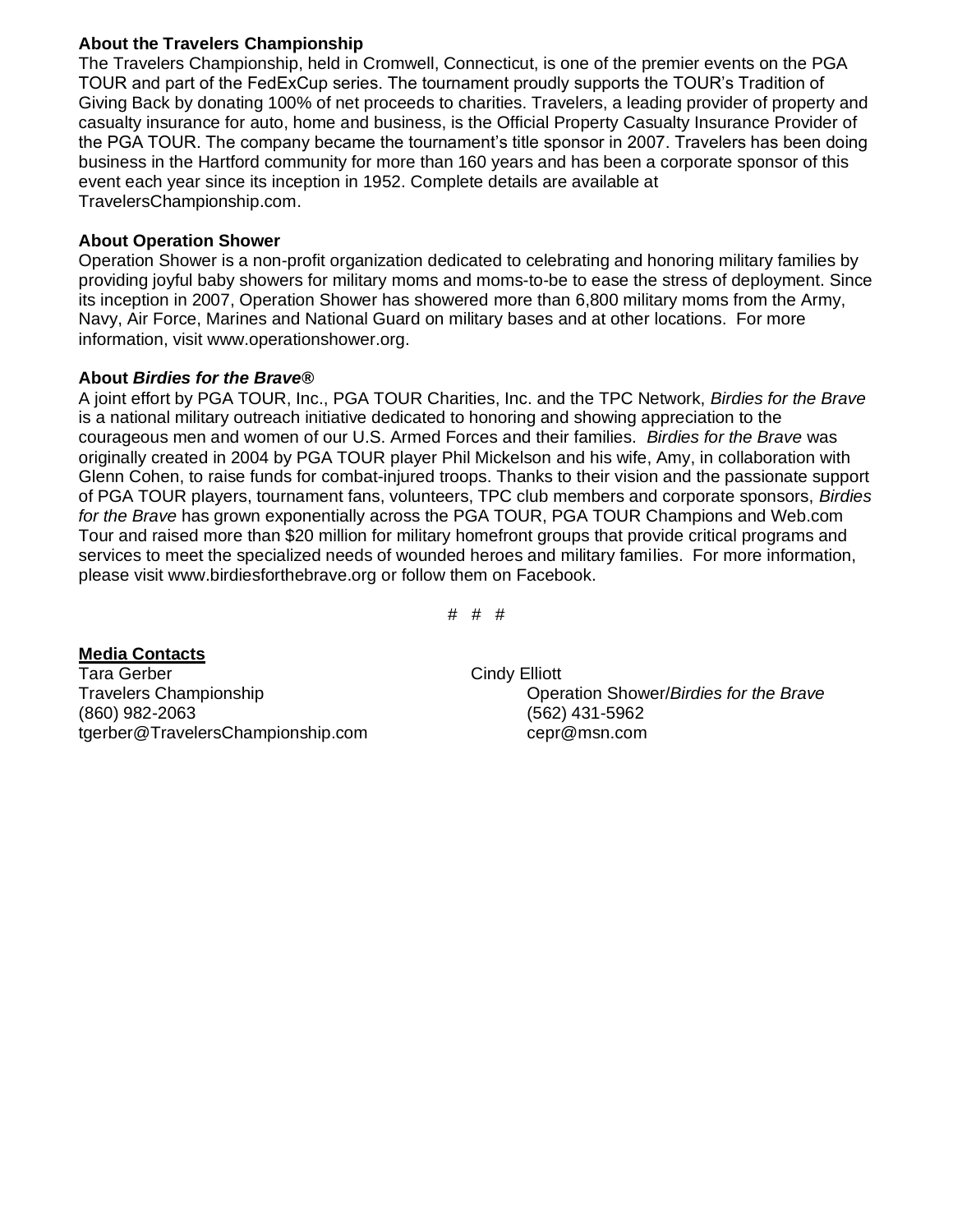**About the Travelers Championship**

The Travelers Championship, held in Cromwell, Connecticut, is one of the premier events on the PGA TOUR and part of the FedExCup series. The tournament proudly supports the TOUR's Tradition of Giving Back by donating 100% of net proceeds to charities. Travelers, a leading provider of property and casualty insurance for auto, home and business, is the Official Property Casualty Insurance Provider of the PGA TOUR. The company became the tournament's title sponsor in 2007. Travelers has been doing business in the Hartford community for more than 160 years and has been a corporate sponsor of this event each year since its inception in 1952. Complete details are available at TravelersChampionship.com.

**About Operation Shower**

Operation Shower is a non-profit organization dedicated to celebrating and honoring military families by providing joyful baby showers for military moms and moms-to-be to ease the stress of deployment. Since its inception in 2007, Operation Shower has showered more than 6,800 military moms from the Army, Navy, Air Force, Marines and National Guard on military bases and at other locations. For more information, visit www.operationshower.org.

**About *Birdies for the Brave®***

A joint effort by PGA TOUR, Inc., PGA TOUR Charities, Inc. and the TPC Network, *Birdies for the Brave* is a national military outreach initiative dedicated to honoring and showing appreciation to the courageous men and women of our U.S. Armed Forces and their families. *Birdies for the Brave* was originally created in 2004 by PGA TOUR player Phil Mickelson and his wife, Amy, in collaboration with Glenn Cohen, to raise funds for combat-injured troops. Thanks to their vision and the passionate support of PGA TOUR players, tournament fans, volunteers, TPC club members and corporate sponsors, *Birdies for the Brave* has grown exponentially across the PGA TOUR, PGA TOUR Champions and Web.com Tour and raised more than $20 million for military homefront groups that provide critical programs and services to meet the specialized needs of wounded heroes and military families. For more information, please visit www.birdiesforthebrave.org or follow them on Facebook.

# # #

**Media Contacts**

Tara Gerber
Travelers Championship
(860) 982-2063
tgerber@TravelersChampionship.com

Cindy Elliott
Operation Shower/*Birdies for the Brave*
(562) 431-5962
cepr@msn.com